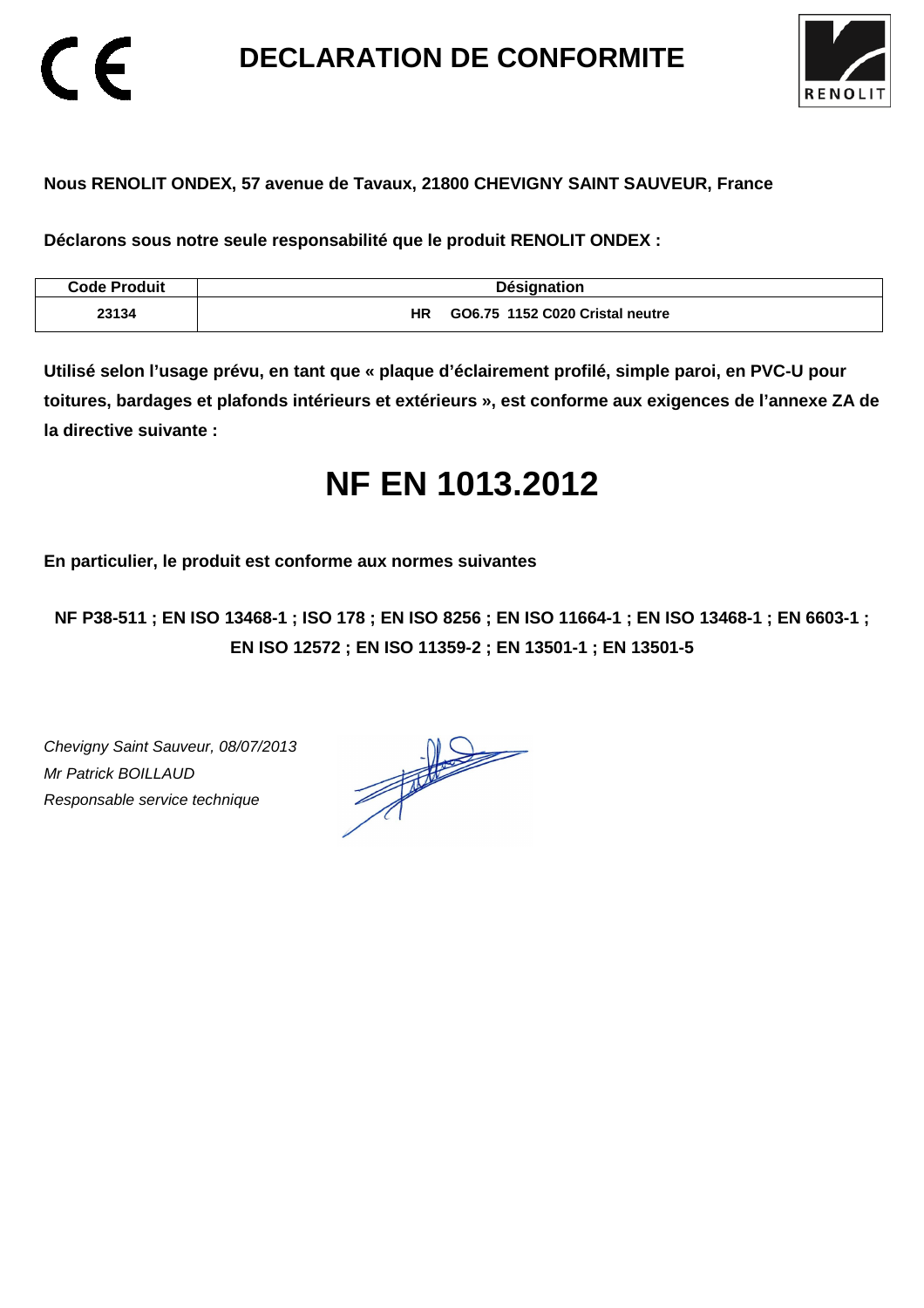# DECLARATION DE CONFORMITE

**Nous RENOLIT ONDEX, 57 avenue de Tavaux, 21800 CHEVIGNY SAINT SAUVEUR, France**

**Déclarons sous notre seule responsabilité que le produit RENOLIT ONDEX :**

| Code Produit | Désignation |
| --- | --- |
| 23134 | HR GO6.75 1152 C020 Cristal neutre |

**Utilisé selon l'usage prévu, en tant que « plaque d'éclairement profilé, simple paroi, en PVC-U pour toitures, bardages et plafonds intérieurs et extérieurs », est conforme aux exigences de l'annexe ZA de la directive suivante :**

# NF EN 1013.2012

**En particulier, le produit est conforme aux normes suivantes**

**NF P38-511 ; EN ISO 13468-1 ; ISO 178 ; EN ISO 8256 ; EN ISO 11664-1 ; EN ISO 13468-1 ; EN 6603-1 ; EN ISO 12572 ; EN ISO 11359-2 ; EN 13501-1 ; EN 13501-5**

*Chevigny Saint Sauveur, 08/07/2013*
*Mr Patrick BOILLAUD*
*Responsable service technique*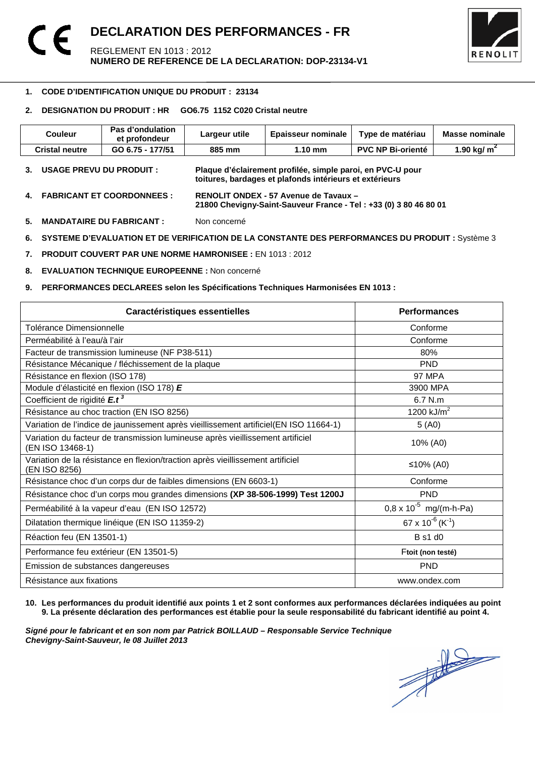# DECLARATION DES PERFORMANCES - FR

REGLEMENT EN 1013 : 2012
**NUMERO DE REFERENCE DE LA DECLARATION: DOP-23134-V1**

1. **CODE D'IDENTIFICATION UNIQUE DU PRODUIT : 23134**

2. **DESIGNATION DU PRODUIT : HR  GO6.75 1152 C020 Cristal neutre**

| Couleur | Pas d'ondulation et profondeur | Largeur utile | Epaisseur nominale | Type de matériau | Masse nominale |
|---|---|---|---|---|---|
| **Cristal neutre** | **GO 6.75 - 177/51** | **885 mm** | **1.10 mm** | **PVC NP Bi-orienté** | **1.90 kg/ $m^2$** |

3. **USAGE PREVU DU PRODUIT :** **Plaque d'éclairement profilée, simple paroi, en PVC-U pour toitures, bardages et plafonds intérieurs et extérieurs**

4. **FABRICANT ET COORDONNEES :** **RENOLIT ONDEX - 57 Avenue de Tavaux – 21800 Chevigny-Saint-Sauveur France - Tel : +33 (0) 3 80 46 80 01**

5. **MANDATAIRE DU FABRICANT :** Non concerné

6. **SYSTEME D'EVALUATION ET DE VERIFICATION DE LA CONSTANTE DES PERFORMANCES DU PRODUIT :** Système 3

7. **PRODUIT COUVERT PAR UNE NORME HAMRONISEE :** EN 1013 : 2012

8. **EVALUATION TECHNIQUE EUROPEENNE :** Non concerné

9. **PERFORMANCES DECLAREES selon les Spécifications Techniques Harmonisées EN 1013 :**

| Caractéristiques essentielles | Performances |
|---|---|
| Tolérance Dimensionnelle | Conforme |
| Perméabilité à l'eau/à l'air | Conforme |
| Facteur de transmission lumineuse (NF P38-511) | 80% |
| Résistance Mécanique / fléchissement de la plaque | PND |
| Résistance en flexion (ISO 178) | 97 MPA |
| Module d'élasticité en flexion (ISO 178) ***E*** | 3900 MPA |
| Coefficient de rigidité $E.t^3$ | 6.7 N.m |
| Résistance au choc traction (EN ISO 8256) | 1200 kJ/$m^2$ |
| Variation de l'indice de jaunissement après vieillissement artificiel(EN ISO 11664-1) | 5 (A0) |
| Variation du facteur de transmission lumineuse après vieillissement artificiel (EN ISO 13468-1) | 10% (A0) |
| Variation de la résistance en flexion/traction après vieillissement artificiel (EN ISO 8256) | ≤10% (A0) |
| Résistance choc d'un corps dur de faibles dimensions (EN 6603-1) | Conforme |
| Résistance choc d'un corps mou grandes dimensions **(XP 38-506-1999) Test 1200J** | PND |
| Perméabilité à la vapeur d'eau (EN ISO 12572) | $0,8 \times 10^{-5}$ mg/(m-h-Pa) |
| Dilatation thermique linéique (EN ISO 11359-2) | $67 \times 10^{-6}$ ($K^{-1}$) |
| Réaction feu (EN 13501-1) | B s1 d0 |
| Performance feu extérieur (EN 13501-5) | Ftoit **(non testé)** |
| Emission de substances dangereuses | PND |
| Résistance aux fixations | www.ondex.com |

10. **Les performances du produit identifié aux points 1 et 2 sont conformes aux performances déclarées indiquées au point 9. La présente déclaration des performances est établie pour la seule responsabilité du fabricant identifié au point 4.**

***Signé pour le fabricant et en son nom par Patrick BOILLAUD – Responsable Service Technique***
***Chevigny-Saint-Sauveur, le 08 Juillet 2013***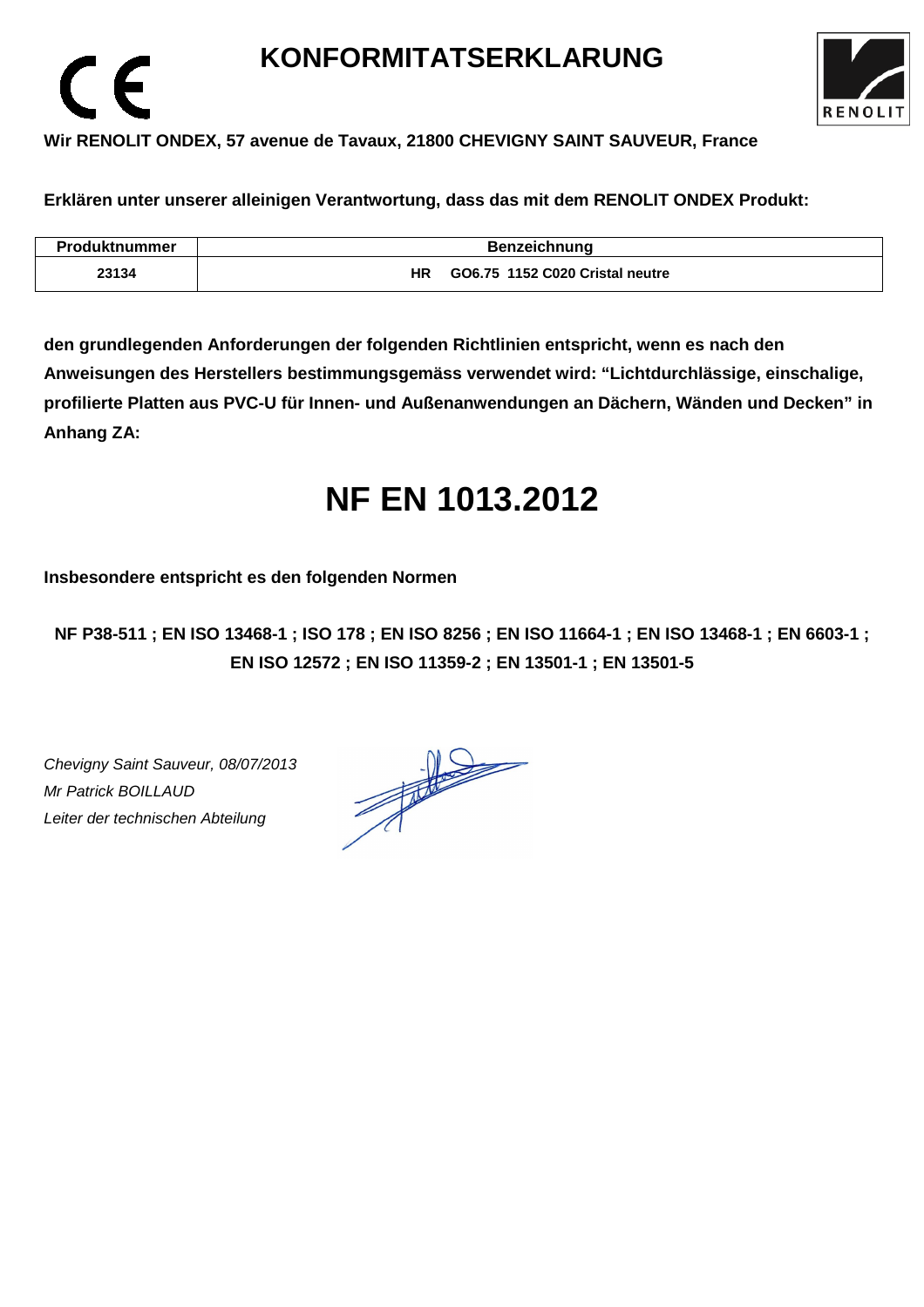# KONFORMITATSERKLARUNG

**Wir RENOLIT ONDEX, 57 avenue de Tavaux, 21800 CHEVIGNY SAINT SAUVEUR, France**

**Erklären unter unserer alleinigen Verantwortung, dass das mit dem RENOLIT ONDEX Produkt:**

| Produktnummer | Benzeichnung |
|---|---|
| 23134 | HR GO6.75 1152 C020 Cristal neutre |

**den grundlegenden Anforderungen der folgenden Richtlinien entspricht, wenn es nach den Anweisungen des Herstellers bestimmungsgemäss verwendet wird: "Lichtdurchlässige, einschalige, profilierte Platten aus PVC-U für Innen- und Außenanwendungen an Dächern, Wänden und Decken" in Anhang ZA:**

# NF EN 1013.2012

**Insbesondere entspricht es den folgenden Normen**

**NF P38-511 ; EN ISO 13468-1 ; ISO 178 ; EN ISO 8256 ; EN ISO 11664-1 ; EN ISO 13468-1 ; EN 6603-1 ; EN ISO 12572 ; EN ISO 11359-2 ; EN 13501-1 ; EN 13501-5**

*Chevigny Saint Sauveur, 08/07/2013*
*Mr Patrick BOILLAUD*
*Leiter der technischen Abteilung*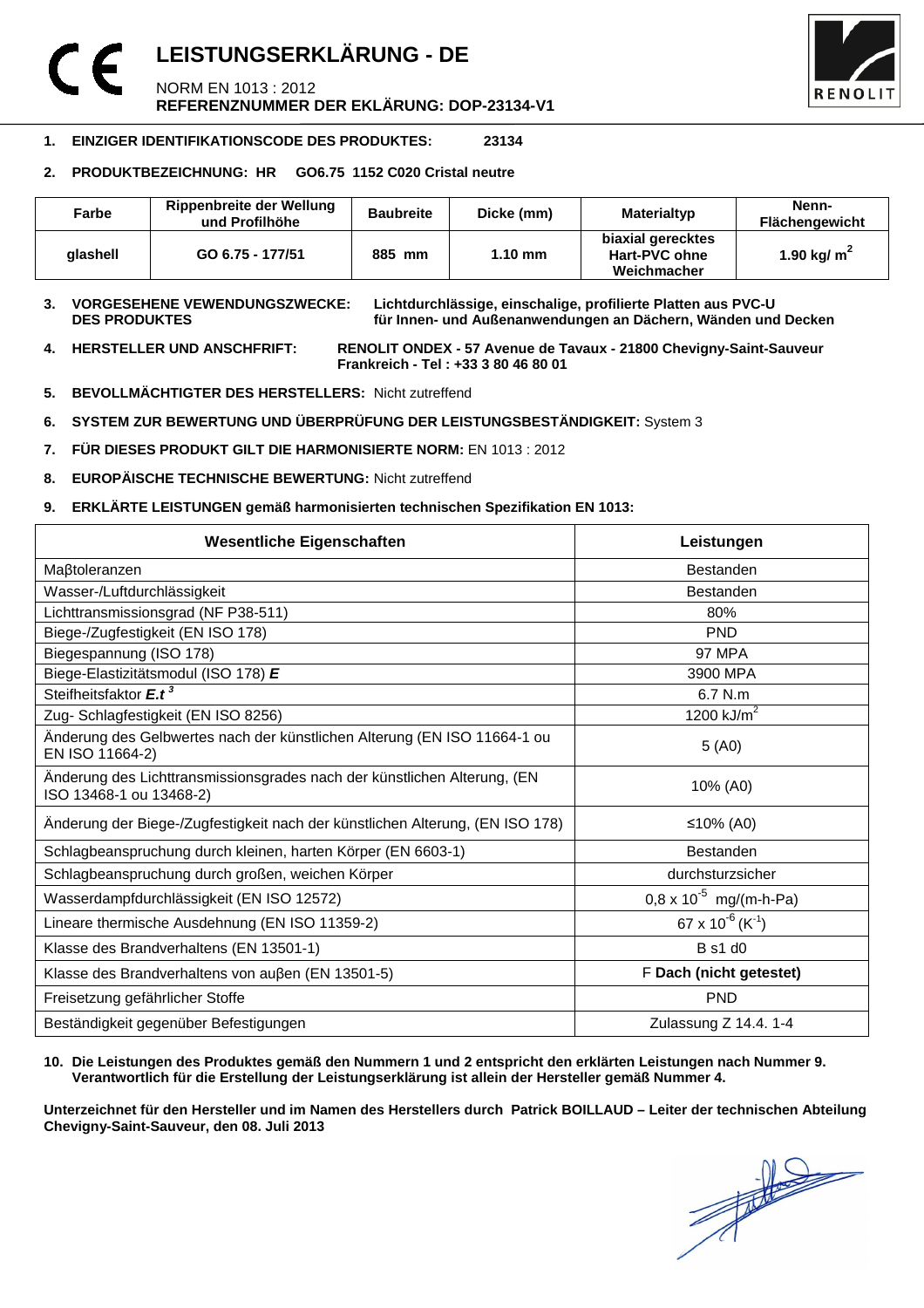# LEISTUNGSERKLÄRUNG - DE

NORM EN 1013 : 2012
**REFERENZNUMMER DER EKLÄRUNG: DOP-23134-V1**

1. **EINZIGER IDENTIFIKATIONSCODE DES PRODUKTES: 23134**

2. **PRODUKTBEZEICHNUNG: HR GO6.75 1152 C020 Cristal neutre**

| Farbe | Rippenbreite der Wellung und Profilhöhe | Baubreite | Dicke (mm) | Materialtyp | Nenn-Flächengewicht |
|---|---|---|---|---|---|
| glashell | GO 6.75 - 177/51 | 885 mm | 1.10 mm | biaxial gerecktes Hart-PVC ohne Weichmacher | 1.90 kg/ $m^2$ |

3. **VORGESEHENE VEWENDUNGSZWECKE: DES PRODUKTES** **Lichtdurchlässige, einschalige, profilierte Platten aus PVC-U für Innen- und Außenanwendungen an Dächern, Wänden und Decken**

4. **HERSTELLER UND ANSCHFRIFT:** **RENOLIT ONDEX - 57 Avenue de Tavaux - 21800 Chevigny-Saint-Sauveur Frankreich - Tel : +33 3 80 46 80 01**

5. **BEVOLLMÄCHTIGTER DES HERSTELLERS:** Nicht zutreffend

6. **SYSTEM ZUR BEWERTUNG UND ÜBERPRÜFUNG DER LEISTUNGSBESTÄNDIGKEIT:** System 3

7. **FÜR DIESES PRODUKT GILT DIE HARMONISIERTE NORM:** EN 1013 : 2012

8. **EUROPÄISCHE TECHNISCHE BEWERTUNG:** Nicht zutreffend

9. **ERKLÄRTE LEISTUNGEN gemäß harmonisierten technischen Spezifikation EN 1013:**

| Wesentliche Eigenschaften | Leistungen |
|---|---|
| Maβtoleranzen | Bestanden |
| Wasser-/Luftdurchlässigkeit | Bestanden |
| Lichttransmissionsgrad (NF P38-511) | 80% |
| Biege-/Zugfestigkeit (EN ISO 178) | PND |
| Biegespannung (ISO 178) | 97 MPA |
| Biege-Elastizitätsmodul (ISO 178) ***E*** | 3900 MPA |
| Steifheitsfaktor $E.t^3$ | 6.7 N.m |
| Zug- Schlagfestigkeit (EN ISO 8256) | 1200 kJ/$m^2$ |
| Änderung des Gelbwertes nach der künstlichen Alterung (EN ISO 11664-1 ou EN ISO 11664-2) | 5 (A0) |
| Änderung des Lichttransmissionsgrades nach der künstlichen Alterung, (EN ISO 13468-1 ou 13468-2) | 10% (A0) |
| Änderung der Biege-/Zugfestigkeit nach der künstlichen Alterung, (EN ISO 178) | ≤10% (A0) |
| Schlagbeanspruchung durch kleinen, harten Körper (EN 6603-1) | Bestanden |
| Schlagbeanspruchung durch großen, weichen Körper | durchsturzsicher |
| Wasserdampfdurchlässigkeit (EN ISO 12572) | $0{,}8 \times 10^{-5}$ mg/(m-h-Pa) |
| Lineare thermische Ausdehnung (EN ISO 11359-2) | $67 \times 10^{-6}$ ($K^{-1}$) |
| Klasse des Brandverhaltens (EN 13501-1) | B s1 d0 |
| Klasse des Brandverhaltens von auβen (EN 13501-5) | F **Dach (nicht getestet)** |
| Freisetzung gefährlicher Stoffe | PND |
| Beständigkeit gegenüber Befestigungen | Zulassung Z 14.4. 1-4 |

10. **Die Leistungen des Produktes gemäß den Nummern 1 und 2 entspricht den erklärten Leistungen nach Nummer 9. Verantwortlich für die Erstellung der Leistungserklärung ist allein der Hersteller gemäß Nummer 4.**

**Unterzeichnet für den Hersteller und im Namen des Herstellers durch Patrick BOILLAUD – Leiter der technischen Abteilung**
**Chevigny-Saint-Sauveur, den 08. Juli 2013**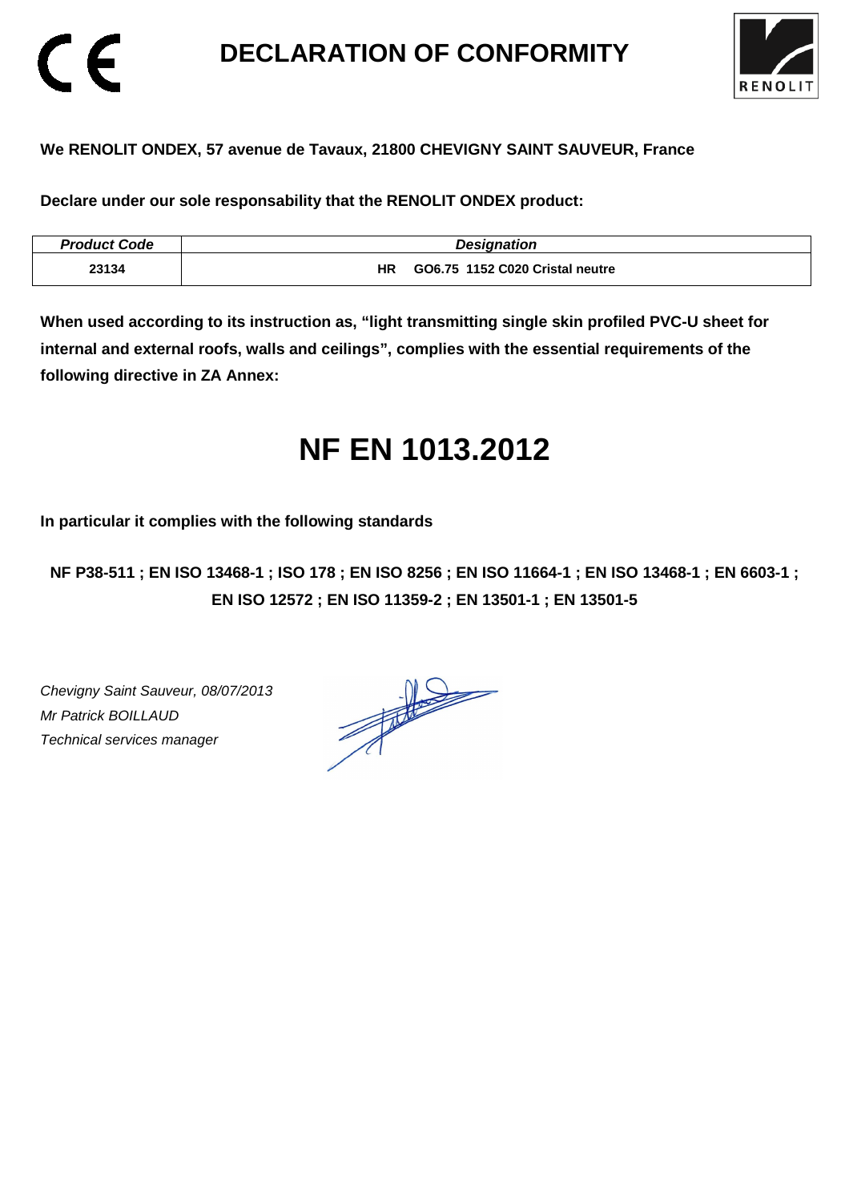# DECLARATION OF CONFORMITY

**We RENOLIT ONDEX, 57 avenue de Tavaux, 21800 CHEVIGNY SAINT SAUVEUR, France**

**Declare under our sole responsability that the RENOLIT ONDEX product:**

| *Product Code* | *Designation* |
| --- | --- |
| **23134** | **HR GO6.75 1152 C020 Cristal neutre** |

**When used according to its instruction as, "light transmitting single skin profiled PVC-U sheet for internal and external roofs, walls and ceilings", complies with the essential requirements of the following directive in ZA Annex:**

# NF EN 1013.2012

**In particular it complies with the following standards**

**NF P38-511 ; EN ISO 13468-1 ; ISO 178 ; EN ISO 8256 ; EN ISO 11664-1 ; EN ISO 13468-1 ; EN 6603-1 ; EN ISO 12572 ; EN ISO 11359-2 ; EN 13501-1 ; EN 13501-5**

*Chevigny Saint Sauveur, 08/07/2013*
*Mr Patrick BOILLAUD*
*Technical services manager*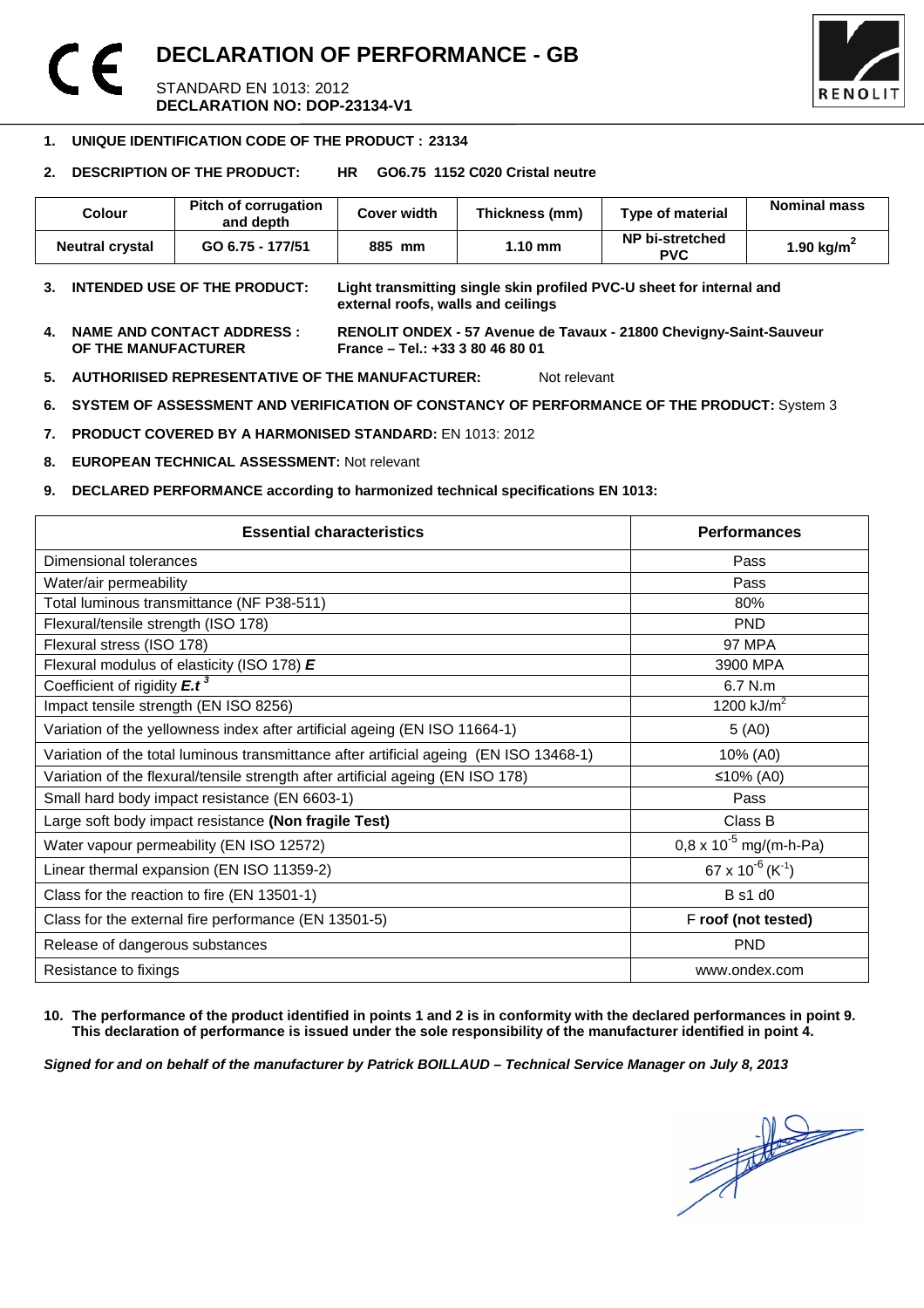# DECLARATION OF PERFORMANCE - GB

STANDARD EN 1013: 2012
**DECLARATION NO: DOP-23134-V1**

**1. UNIQUE IDENTIFICATION CODE OF THE PRODUCT : 23134**

**2. DESCRIPTION OF THE PRODUCT: HR GO6.75 1152 C020 Cristal neutre**

| Colour | Pitch of corrugation and depth | Cover width | Thickness (mm) | Type of material | Nominal mass |
|---|---|---|---|---|---|
| **Neutral crystal** | **GO 6.75 - 177/51** | **885 mm** | **1.10 mm** | **NP bi-stretched PVC** | **1.90 kg/m$^2$** |

**3. INTENDED USE OF THE PRODUCT:** **Light transmitting single skin profiled PVC-U sheet for internal and external roofs, walls and ceilings**

**4. NAME AND CONTACT ADDRESS : OF THE MANUFACTURER** **RENOLIT ONDEX - 57 Avenue de Tavaux - 21800 Chevigny-Saint-Sauveur France – Tel.: +33 3 80 46 80 01**

**5. AUTHORIISED REPRESENTATIVE OF THE MANUFACTURER:** Not relevant

**6. SYSTEM OF ASSESSMENT AND VERIFICATION OF CONSTANCY OF PERFORMANCE OF THE PRODUCT:** System 3

**7. PRODUCT COVERED BY A HARMONISED STANDARD:** EN 1013: 2012

**8. EUROPEAN TECHNICAL ASSESSMENT:** Not relevant

**9. DECLARED PERFORMANCE according to harmonized technical specifications EN 1013:**

| Essential characteristics | Performances |
|---|---|
| Dimensional tolerances | Pass |
| Water/air permeability | Pass |
| Total luminous transmittance (NF P38-511) | 80% |
| Flexural/tensile strength (ISO 178) | PND |
| Flexural stress (ISO 178) | 97 MPA |
| Flexural modulus of elasticity (ISO 178) ***E*** | 3900 MPA |
| Coefficient of rigidity $\boldsymbol{E.t^3}$ | 6.7 N.m |
| Impact tensile strength (EN ISO 8256) | 1200 kJ/m$^2$ |
| Variation of the yellowness index after artificial ageing (EN ISO 11664-1) | 5 (A0) |
| Variation of the total luminous transmittance after artificial ageing (EN ISO 13468-1) | 10% (A0) |
| Variation of the flexural/tensile strength after artificial ageing (EN ISO 178) | ≤10% (A0) |
| Small hard body impact resistance (EN 6603-1) | Pass |
| Large soft body impact resistance **(Non fragile Test)** | Class B |
| Water vapour permeability (EN ISO 12572) | 0,8 x $10^{-5}$ mg/(m-h-Pa) |
| Linear thermal expansion (EN ISO 11359-2) | 67 x $10^{-6}$ ($K^{-1}$) |
| Class for the reaction to fire (EN 13501-1) | B s1 d0 |
| Class for the external fire performance (EN 13501-5) | F **roof (not tested)** |
| Release of dangerous substances | PND |
| Resistance to fixings | www.ondex.com |

**10. The performance of the product identified in points 1 and 2 is in conformity with the declared performances in point 9. This declaration of performance is issued under the sole responsibility of the manufacturer identified in point 4.**

***Signed for and on behalf of the manufacturer by Patrick BOILLAUD – Technical Service Manager on July 8, 2013***